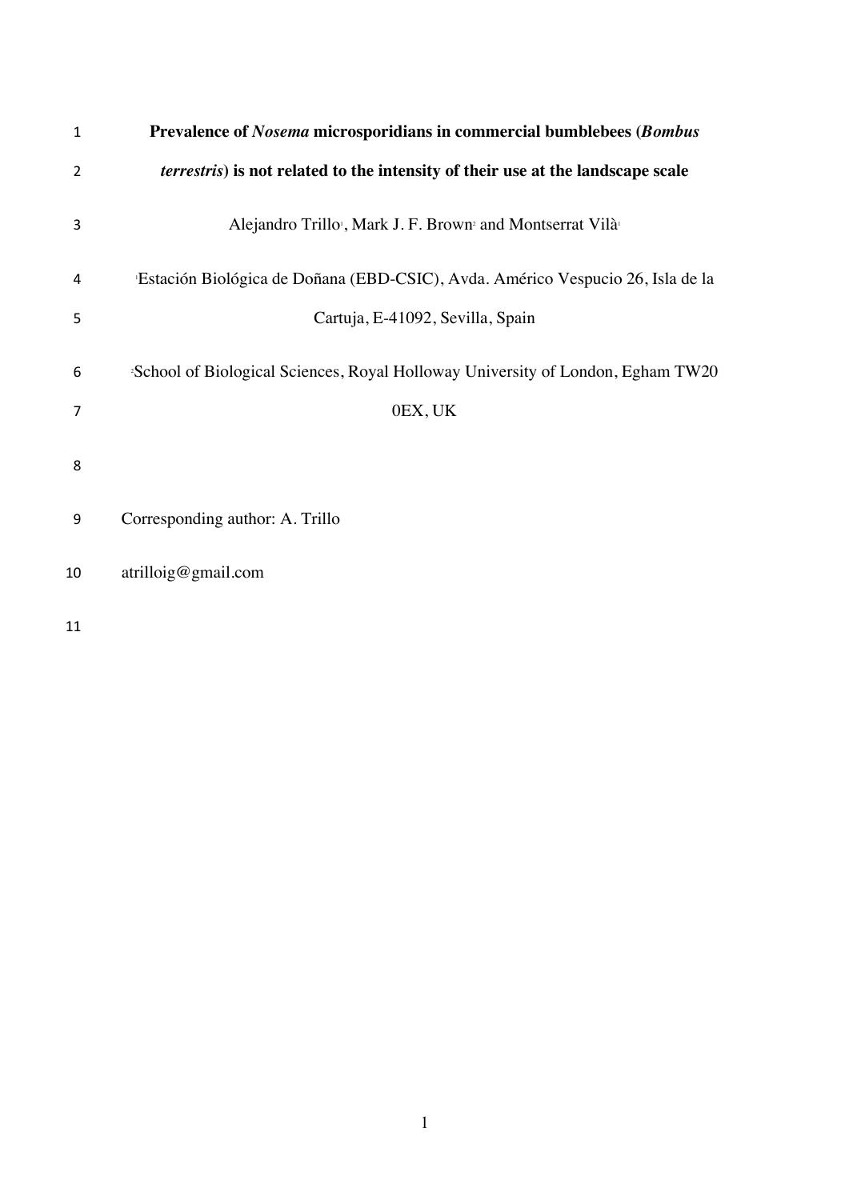# Prevalence of *Nosema* microsporidians in commercial bumblebees (*Bombus terrestris*) is not related to the intensity of their use at the landscape scale

Alejandro Trillo[1], Mark J. F. Brown[2] and Montserrat Vilà[1]

[1]Estación Biológica de Doñana (EBD-CSIC), Avda. Américo Vespucio 26, Isla de la Cartuja, E-41092, Sevilla, Spain

[2]School of Biological Sciences, Royal Holloway University of London, Egham TW20 0EX, UK

Corresponding author: A. Trillo

atrilloig@gmail.com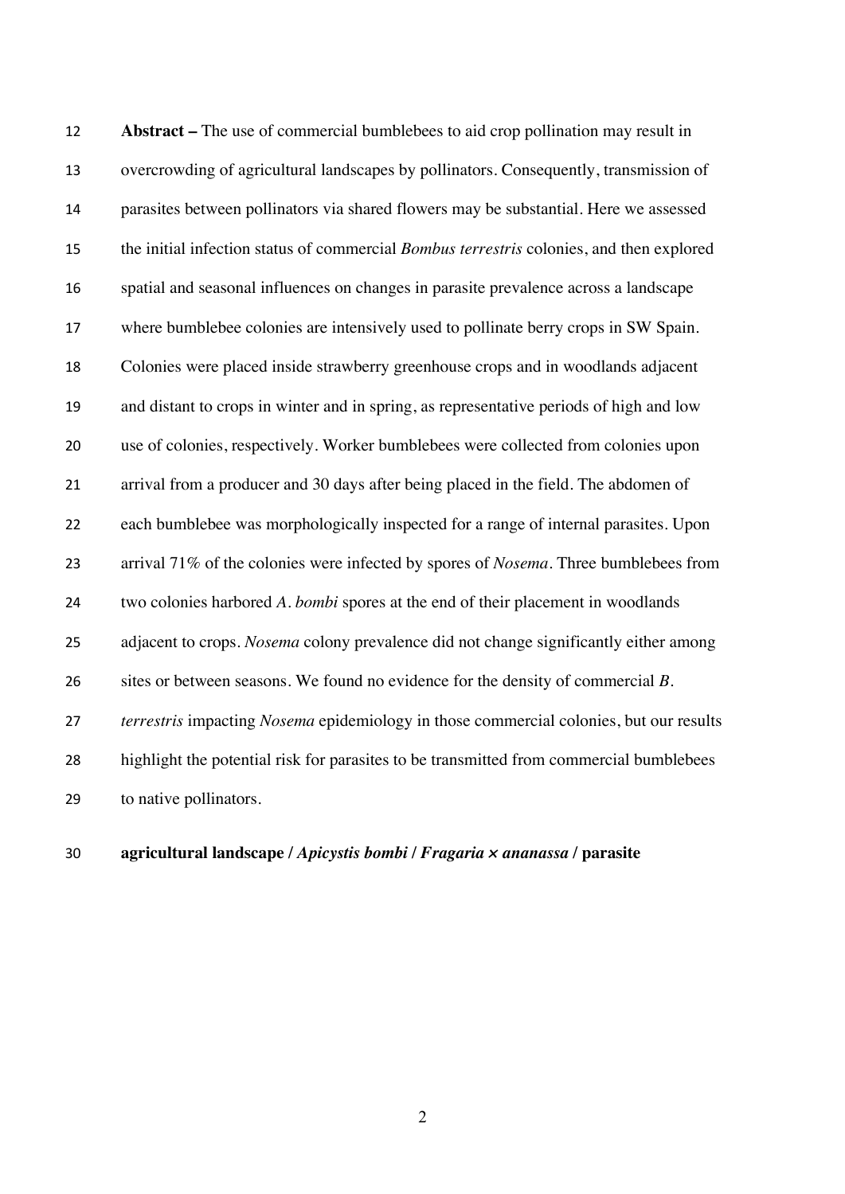**Abstract –** The use of commercial bumblebees to aid crop pollination may result in overcrowding of agricultural landscapes by pollinators. Consequently, transmission of parasites between pollinators via shared flowers may be substantial. Here we assessed the initial infection status of commercial *Bombus terrestris* colonies, and then explored spatial and seasonal influences on changes in parasite prevalence across a landscape where bumblebee colonies are intensively used to pollinate berry crops in SW Spain. Colonies were placed inside strawberry greenhouse crops and in woodlands adjacent and distant to crops in winter and in spring, as representative periods of high and low use of colonies, respectively. Worker bumblebees were collected from colonies upon arrival from a producer and 30 days after being placed in the field. The abdomen of each bumblebee was morphologically inspected for a range of internal parasites. Upon arrival 71% of the colonies were infected by spores of *Nosema*. Three bumblebees from two colonies harbored *A. bombi* spores at the end of their placement in woodlands adjacent to crops. *Nosema* colony prevalence did not change significantly either among sites or between seasons. We found no evidence for the density of commercial *B. terrestris* impacting *Nosema* epidemiology in those commercial colonies, but our results highlight the potential risk for parasites to be transmitted from commercial bumblebees to native pollinators.

**agricultural landscape /** ***Apicystis bombi*** **/** ***Fragaria × ananassa*** **/ parasite**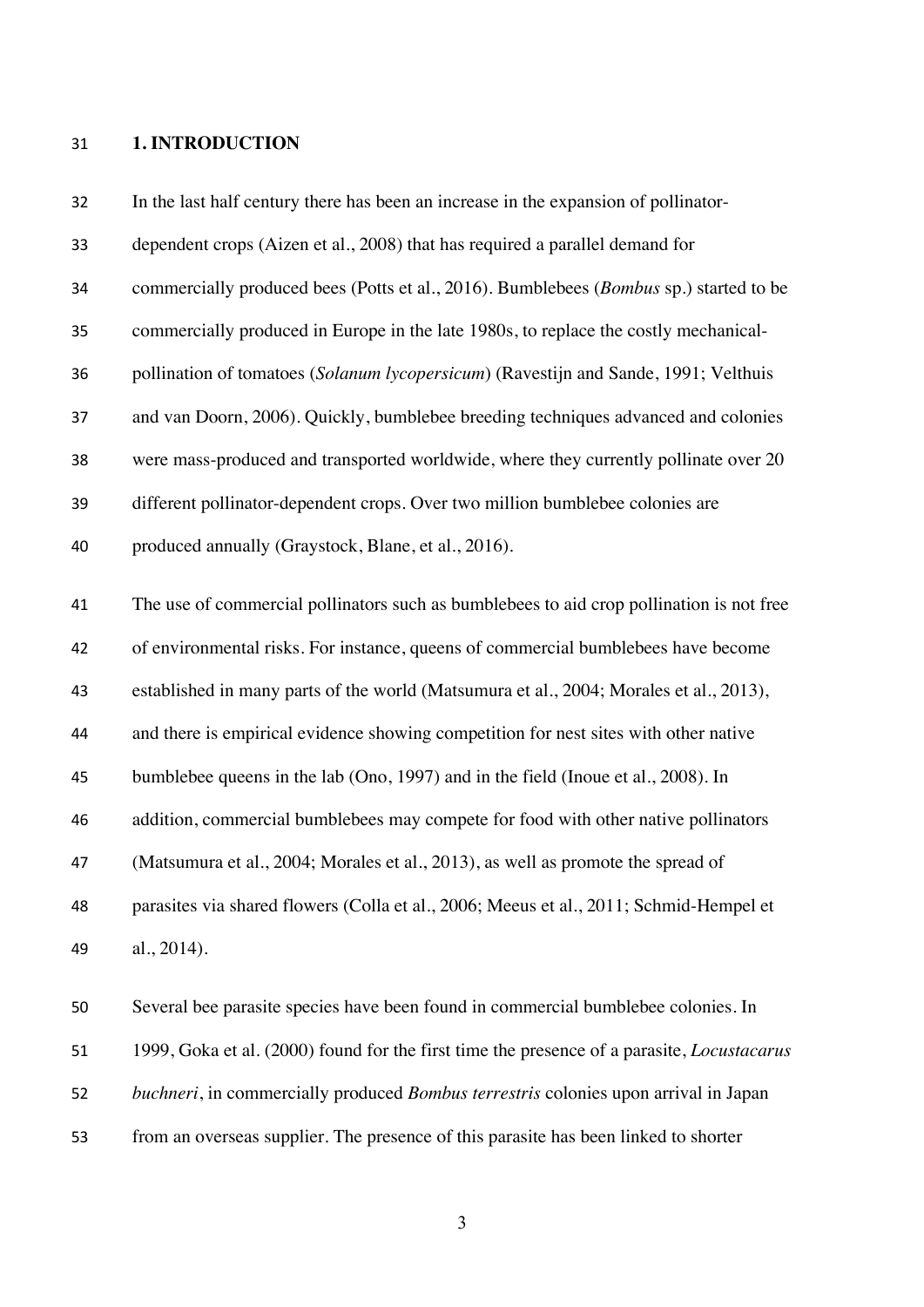## 1. INTRODUCTION

In the last half century there has been an increase in the expansion of pollinator-dependent crops (Aizen et al., 2008) that has required a parallel demand for commercially produced bees (Potts et al., 2016). Bumblebees (*Bombus* sp.) started to be commercially produced in Europe in the late 1980s, to replace the costly mechanical-pollination of tomatoes (*Solanum lycopersicum*) (Ravestijn and Sande, 1991; Velthuis and van Doorn, 2006). Quickly, bumblebee breeding techniques advanced and colonies were mass-produced and transported worldwide, where they currently pollinate over 20 different pollinator-dependent crops. Over two million bumblebee colonies are produced annually (Graystock, Blane, et al., 2016).

The use of commercial pollinators such as bumblebees to aid crop pollination is not free of environmental risks. For instance, queens of commercial bumblebees have become established in many parts of the world (Matsumura et al., 2004; Morales et al., 2013), and there is empirical evidence showing competition for nest sites with other native bumblebee queens in the lab (Ono, 1997) and in the field (Inoue et al., 2008). In addition, commercial bumblebees may compete for food with other native pollinators (Matsumura et al., 2004; Morales et al., 2013), as well as promote the spread of parasites via shared flowers (Colla et al., 2006; Meeus et al., 2011; Schmid-Hempel et al., 2014).

Several bee parasite species have been found in commercial bumblebee colonies. In 1999, Goka et al. (2000) found for the first time the presence of a parasite, *Locustacarus buchneri*, in commercially produced *Bombus terrestris* colonies upon arrival in Japan from an overseas supplier. The presence of this parasite has been linked to shorter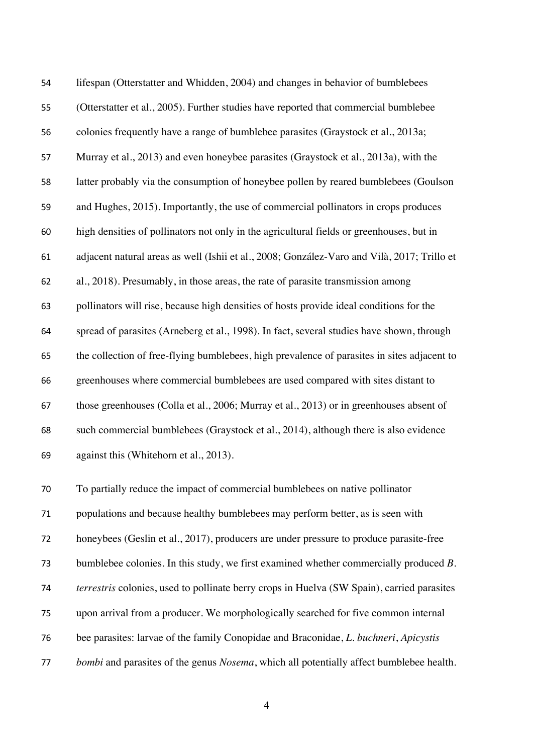lifespan (Otterstatter and Whidden, 2004) and changes in behavior of bumblebees (Otterstatter et al., 2005). Further studies have reported that commercial bumblebee colonies frequently have a range of bumblebee parasites (Graystock et al., 2013a; Murray et al., 2013) and even honeybee parasites (Graystock et al., 2013a), with the latter probably via the consumption of honeybee pollen by reared bumblebees (Goulson and Hughes, 2015). Importantly, the use of commercial pollinators in crops produces high densities of pollinators not only in the agricultural fields or greenhouses, but in adjacent natural areas as well (Ishii et al., 2008; González-Varo and Vilà, 2017; Trillo et al., 2018). Presumably, in those areas, the rate of parasite transmission among pollinators will rise, because high densities of hosts provide ideal conditions for the spread of parasites (Arneberg et al., 1998). In fact, several studies have shown, through the collection of free-flying bumblebees, high prevalence of parasites in sites adjacent to greenhouses where commercial bumblebees are used compared with sites distant to those greenhouses (Colla et al., 2006; Murray et al., 2013) or in greenhouses absent of such commercial bumblebees (Graystock et al., 2014), although there is also evidence against this (Whitehorn et al., 2013).

To partially reduce the impact of commercial bumblebees on native pollinator populations and because healthy bumblebees may perform better, as is seen with honeybees (Geslin et al., 2017), producers are under pressure to produce parasite-free bumblebee colonies. In this study, we first examined whether commercially produced *B. terrestris* colonies, used to pollinate berry crops in Huelva (SW Spain), carried parasites upon arrival from a producer. We morphologically searched for five common internal bee parasites: larvae of the family Conopidae and Braconidae, *L. buchneri*, *Apicystis bombi* and parasites of the genus *Nosema*, which all potentially affect bumblebee health.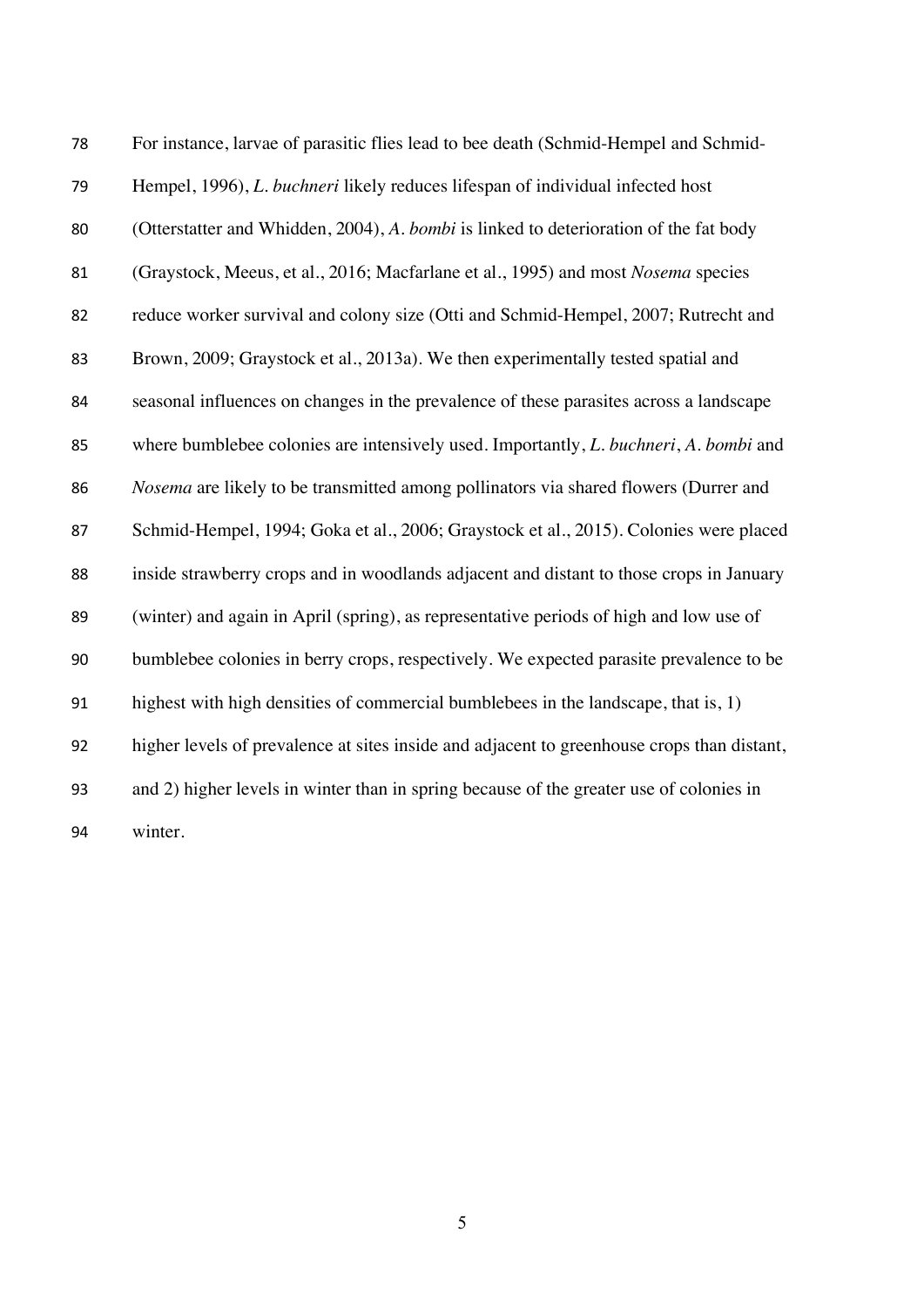For instance, larvae of parasitic flies lead to bee death (Schmid-Hempel and Schmid-Hempel, 1996), *L. buchneri* likely reduces lifespan of individual infected host (Otterstatter and Whidden, 2004), *A. bombi* is linked to deterioration of the fat body (Graystock, Meeus, et al., 2016; Macfarlane et al., 1995) and most *Nosema* species reduce worker survival and colony size (Otti and Schmid-Hempel, 2007; Rutrecht and Brown, 2009; Graystock et al., 2013a). We then experimentally tested spatial and seasonal influences on changes in the prevalence of these parasites across a landscape where bumblebee colonies are intensively used. Importantly, *L. buchneri*, *A. bombi* and *Nosema* are likely to be transmitted among pollinators via shared flowers (Durrer and Schmid-Hempel, 1994; Goka et al., 2006; Graystock et al., 2015). Colonies were placed inside strawberry crops and in woodlands adjacent and distant to those crops in January (winter) and again in April (spring), as representative periods of high and low use of bumblebee colonies in berry crops, respectively. We expected parasite prevalence to be highest with high densities of commercial bumblebees in the landscape, that is, 1) higher levels of prevalence at sites inside and adjacent to greenhouse crops than distant, and 2) higher levels in winter than in spring because of the greater use of colonies in winter.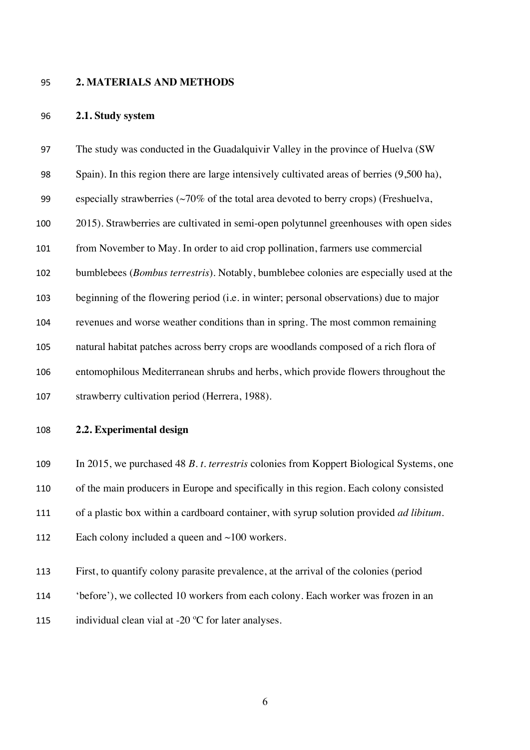## 2. MATERIALS AND METHODS

### 2.1. Study system

The study was conducted in the Guadalquivir Valley in the province of Huelva (SW Spain). In this region there are large intensively cultivated areas of berries (9,500 ha), especially strawberries (~70% of the total area devoted to berry crops) (Freshuelva, 2015). Strawberries are cultivated in semi-open polytunnel greenhouses with open sides from November to May. In order to aid crop pollination, farmers use commercial bumblebees (*Bombus terrestris*). Notably, bumblebee colonies are especially used at the beginning of the flowering period (i.e. in winter; personal observations) due to major revenues and worse weather conditions than in spring. The most common remaining natural habitat patches across berry crops are woodlands composed of a rich flora of entomophilous Mediterranean shrubs and herbs, which provide flowers throughout the strawberry cultivation period (Herrera, 1988).

### 2.2. Experimental design

In 2015, we purchased 48 *B. t. terrestris* colonies from Koppert Biological Systems, one of the main producers in Europe and specifically in this region. Each colony consisted of a plastic box within a cardboard container, with syrup solution provided *ad libitum*. Each colony included a queen and ~100 workers.

First, to quantify colony parasite prevalence, at the arrival of the colonies (period 'before'), we collected 10 workers from each colony. Each worker was frozen in an individual clean vial at -20 ºC for later analyses.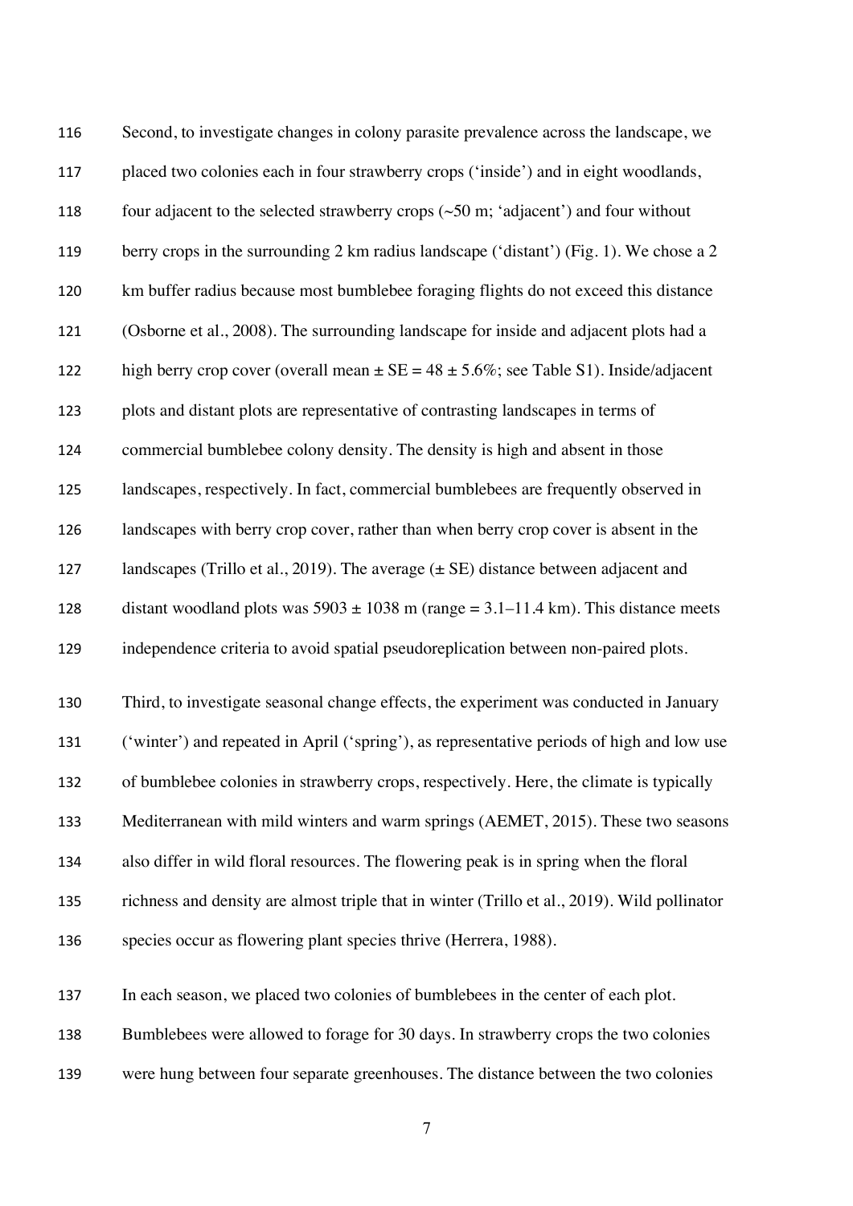Second, to investigate changes in colony parasite prevalence across the landscape, we placed two colonies each in four strawberry crops ('inside') and in eight woodlands, four adjacent to the selected strawberry crops (~50 m; 'adjacent') and four without berry crops in the surrounding 2 km radius landscape ('distant') (Fig. 1). We chose a 2 km buffer radius because most bumblebee foraging flights do not exceed this distance (Osborne et al., 2008). The surrounding landscape for inside and adjacent plots had a high berry crop cover (overall mean ± SE = 48 ± 5.6%; see Table S1). Inside/adjacent plots and distant plots are representative of contrasting landscapes in terms of commercial bumblebee colony density. The density is high and absent in those landscapes, respectively. In fact, commercial bumblebees are frequently observed in landscapes with berry crop cover, rather than when berry crop cover is absent in the landscapes (Trillo et al., 2019). The average (± SE) distance between adjacent and distant woodland plots was 5903 ± 1038 m (range = 3.1–11.4 km). This distance meets independence criteria to avoid spatial pseudoreplication between non-paired plots.

Third, to investigate seasonal change effects, the experiment was conducted in January ('winter') and repeated in April ('spring'), as representative periods of high and low use of bumblebee colonies in strawberry crops, respectively. Here, the climate is typically Mediterranean with mild winters and warm springs (AEMET, 2015). These two seasons also differ in wild floral resources. The flowering peak is in spring when the floral richness and density are almost triple that in winter (Trillo et al., 2019). Wild pollinator species occur as flowering plant species thrive (Herrera, 1988).

In each season, we placed two colonies of bumblebees in the center of each plot. Bumblebees were allowed to forage for 30 days. In strawberry crops the two colonies were hung between four separate greenhouses. The distance between the two colonies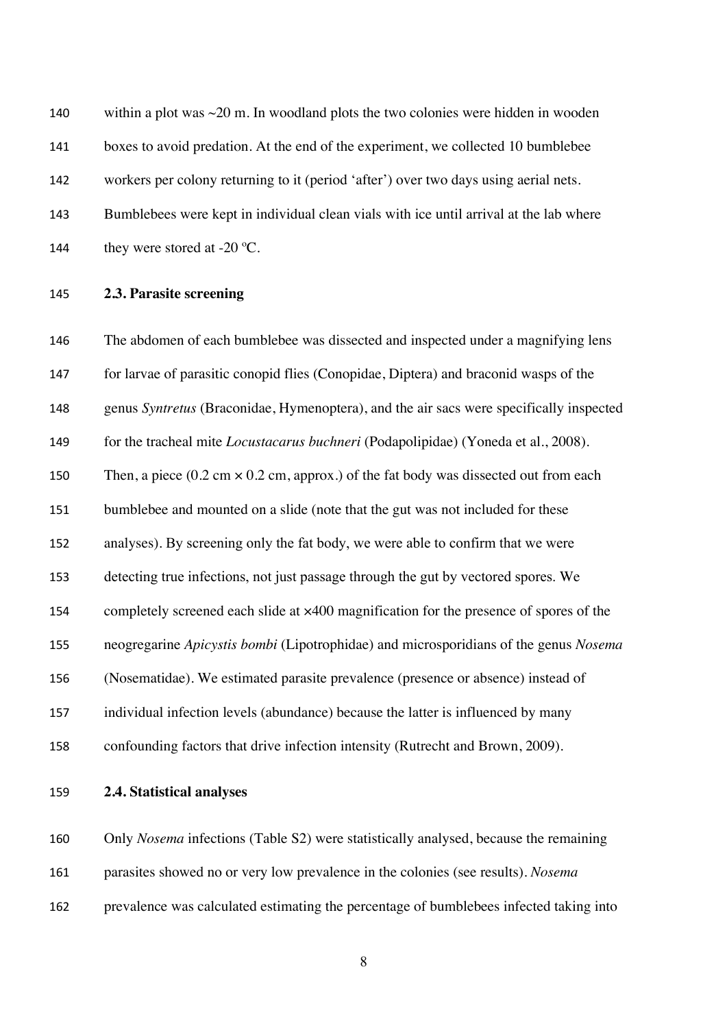within a plot was ~20 m. In woodland plots the two colonies were hidden in wooden boxes to avoid predation. At the end of the experiment, we collected 10 bumblebee workers per colony returning to it (period 'after') over two days using aerial nets. Bumblebees were kept in individual clean vials with ice until arrival at the lab where they were stored at -20 ºC.

### 2.3. Parasite screening

The abdomen of each bumblebee was dissected and inspected under a magnifying lens for larvae of parasitic conopid flies (Conopidae, Diptera) and braconid wasps of the genus *Syntretus* (Braconidae, Hymenoptera), and the air sacs were specifically inspected for the tracheal mite *Locustacarus buchneri* (Podapolipidae) (Yoneda et al., 2008). Then, a piece (0.2 cm × 0.2 cm, approx.) of the fat body was dissected out from each bumblebee and mounted on a slide (note that the gut was not included for these analyses). By screening only the fat body, we were able to confirm that we were detecting true infections, not just passage through the gut by vectored spores. We completely screened each slide at ×400 magnification for the presence of spores of the neogregarine *Apicystis bombi* (Lipotrophidae) and microsporidians of the genus *Nosema* (Nosematidae). We estimated parasite prevalence (presence or absence) instead of individual infection levels (abundance) because the latter is influenced by many confounding factors that drive infection intensity (Rutrecht and Brown, 2009).

### 2.4. Statistical analyses

Only *Nosema* infections (Table S2) were statistically analysed, because the remaining parasites showed no or very low prevalence in the colonies (see results). *Nosema* prevalence was calculated estimating the percentage of bumblebees infected taking into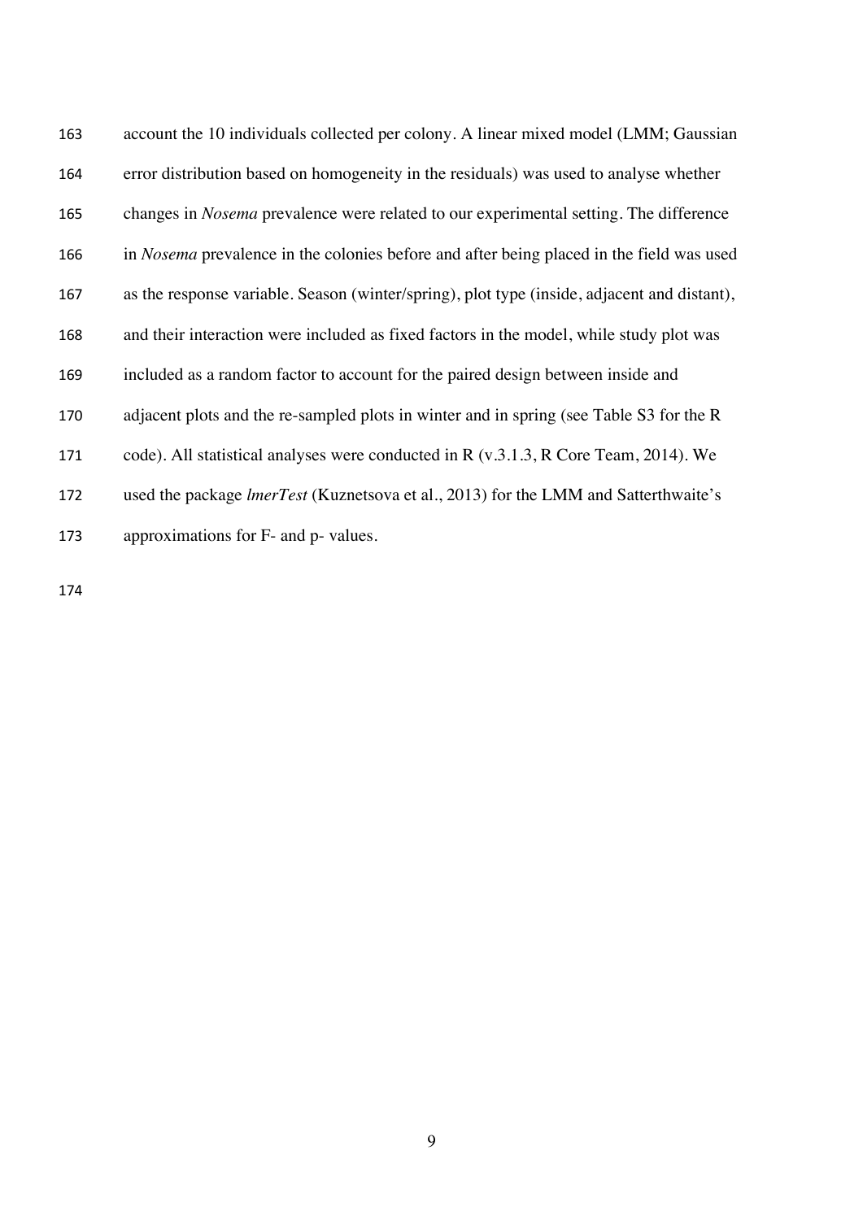account the 10 individuals collected per colony. A linear mixed model (LMM; Gaussian error distribution based on homogeneity in the residuals) was used to analyse whether changes in *Nosema* prevalence were related to our experimental setting. The difference in *Nosema* prevalence in the colonies before and after being placed in the field was used as the response variable. Season (winter/spring), plot type (inside, adjacent and distant), and their interaction were included as fixed factors in the model, while study plot was included as a random factor to account for the paired design between inside and adjacent plots and the re-sampled plots in winter and in spring (see Table S3 for the R code). All statistical analyses were conducted in R (v.3.1.3, R Core Team, 2014). We used the package *lmerTest* (Kuznetsova et al., 2013) for the LMM and Satterthwaite's approximations for F- and p- values.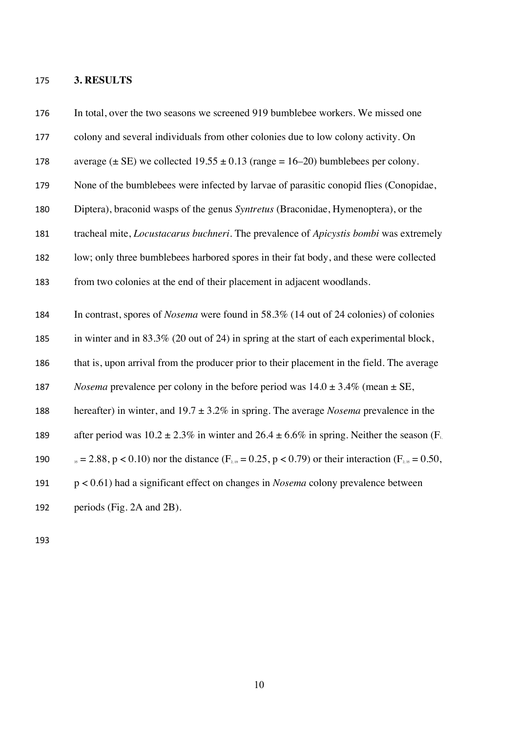## 3. RESULTS

In total, over the two seasons we screened 919 bumblebee workers. We missed one colony and several individuals from other colonies due to low colony activity. On average (± SE) we collected 19.55 ± 0.13 (range = 16–20) bumblebees per colony. None of the bumblebees were infected by larvae of parasitic conopid flies (Conopidae, Diptera), braconid wasps of the genus *Syntretus* (Braconidae, Hymenoptera), or the tracheal mite, *Locustacarus buchneri*. The prevalence of *Apicystis bombi* was extremely low; only three bumblebees harbored spores in their fat body, and these were collected from two colonies at the end of their placement in adjacent woodlands.

In contrast, spores of *Nosema* were found in 58.3% (14 out of 24 colonies) of colonies in winter and in 83.3% (20 out of 24) in spring at the start of each experimental block, that is, upon arrival from the producer prior to their placement in the field. The average *Nosema* prevalence per colony in the before period was 14.0 ± 3.4% (mean ± SE, hereafter) in winter, and 19.7 ± 3.2% in spring. The average *Nosema* prevalence in the after period was 10.2 ± 2.3% in winter and 26.4 ± 6.6% in spring. Neither the season ($F_{1, 35} = 2.88$, $p < 0.10$) nor the distance ($F_{2, 19} = 0.25$, $p < 0.79$) or their interaction ($F_{2, 35} = 0.50$, $p < 0.61$) had a significant effect on changes in *Nosema* colony prevalence between periods (Fig. 2A and 2B).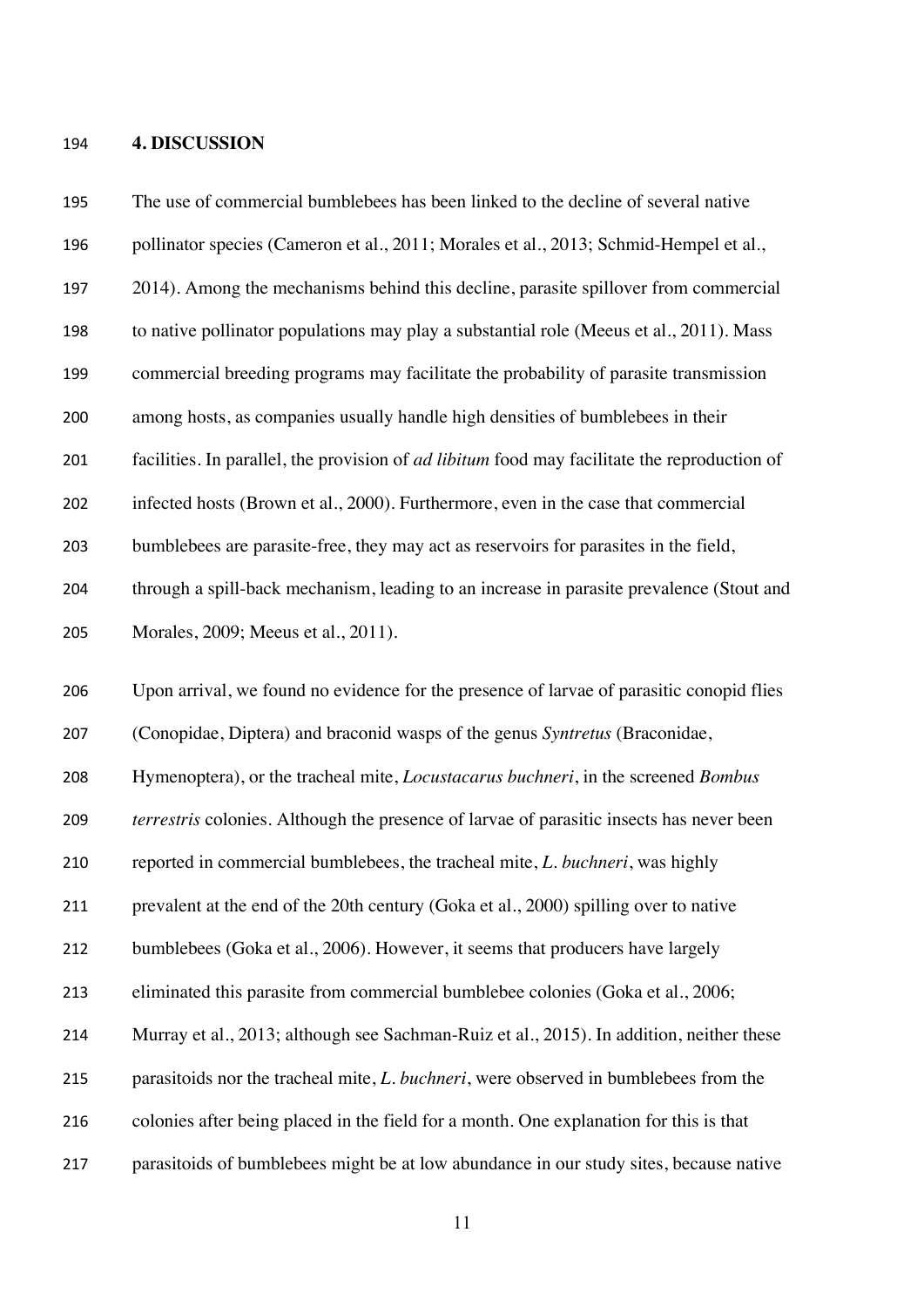## 4. DISCUSSION

The use of commercial bumblebees has been linked to the decline of several native pollinator species (Cameron et al., 2011; Morales et al., 2013; Schmid-Hempel et al., 2014). Among the mechanisms behind this decline, parasite spillover from commercial to native pollinator populations may play a substantial role (Meeus et al., 2011). Mass commercial breeding programs may facilitate the probability of parasite transmission among hosts, as companies usually handle high densities of bumblebees in their facilities. In parallel, the provision of *ad libitum* food may facilitate the reproduction of infected hosts (Brown et al., 2000). Furthermore, even in the case that commercial bumblebees are parasite-free, they may act as reservoirs for parasites in the field, through a spill-back mechanism, leading to an increase in parasite prevalence (Stout and Morales, 2009; Meeus et al., 2011).

Upon arrival, we found no evidence for the presence of larvae of parasitic conopid flies (Conopidae, Diptera) and braconid wasps of the genus *Syntretus* (Braconidae, Hymenoptera), or the tracheal mite, *Locustacarus buchneri*, in the screened *Bombus terrestris* colonies. Although the presence of larvae of parasitic insects has never been reported in commercial bumblebees, the tracheal mite, *L. buchneri*, was highly prevalent at the end of the 20th century (Goka et al., 2000) spilling over to native bumblebees (Goka et al., 2006). However, it seems that producers have largely eliminated this parasite from commercial bumblebee colonies (Goka et al., 2006; Murray et al., 2013; although see Sachman-Ruiz et al., 2015). In addition, neither these parasitoids nor the tracheal mite, *L. buchneri*, were observed in bumblebees from the colonies after being placed in the field for a month. One explanation for this is that parasitoids of bumblebees might be at low abundance in our study sites, because native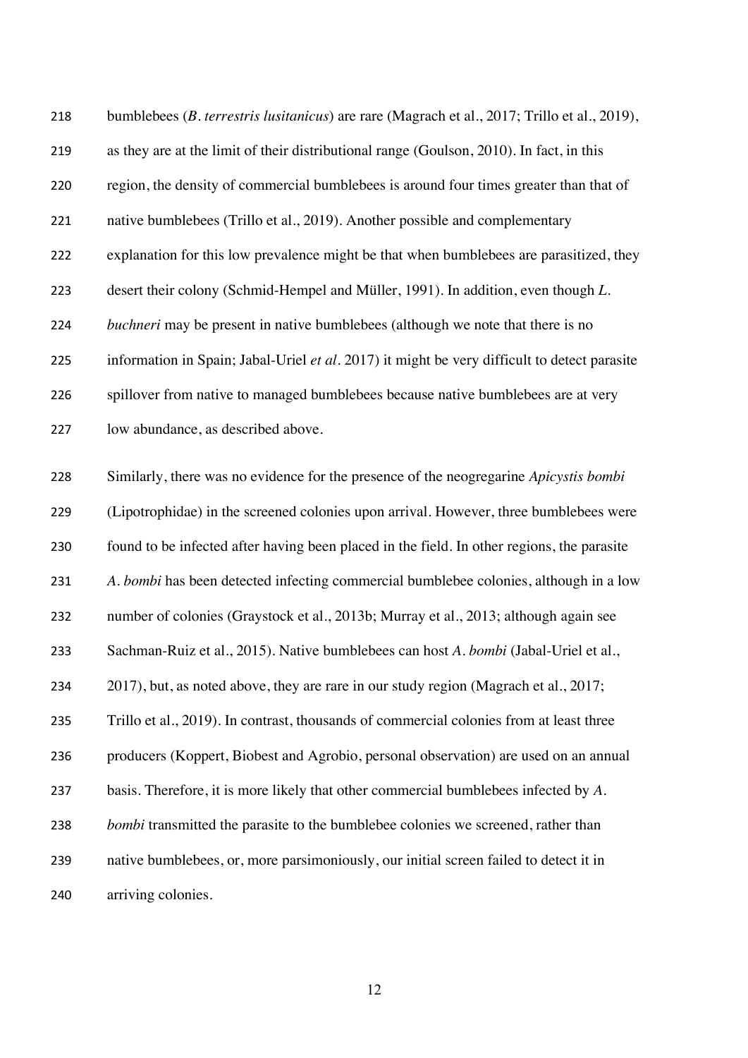bumblebees (*B. terrestris lusitanicus*) are rare (Magrach et al., 2017; Trillo et al., 2019), as they are at the limit of their distributional range (Goulson, 2010). In fact, in this region, the density of commercial bumblebees is around four times greater than that of native bumblebees (Trillo et al., 2019). Another possible and complementary explanation for this low prevalence might be that when bumblebees are parasitized, they desert their colony (Schmid-Hempel and Müller, 1991). In addition, even though *L. buchneri* may be present in native bumblebees (although we note that there is no information in Spain; Jabal-Uriel *et al*. 2017) it might be very difficult to detect parasite spillover from native to managed bumblebees because native bumblebees are at very low abundance, as described above.

Similarly, there was no evidence for the presence of the neogregarine *Apicystis bombi* (Lipotrophidae) in the screened colonies upon arrival. However, three bumblebees were found to be infected after having been placed in the field. In other regions, the parasite *A. bombi* has been detected infecting commercial bumblebee colonies, although in a low number of colonies (Graystock et al., 2013b; Murray et al., 2013; although again see Sachman-Ruiz et al., 2015). Native bumblebees can host *A. bombi* (Jabal-Uriel et al., 2017), but, as noted above, they are rare in our study region (Magrach et al., 2017; Trillo et al., 2019). In contrast, thousands of commercial colonies from at least three producers (Koppert, Biobest and Agrobio, personal observation) are used on an annual basis. Therefore, it is more likely that other commercial bumblebees infected by *A. bombi* transmitted the parasite to the bumblebee colonies we screened, rather than native bumblebees, or, more parsimoniously, our initial screen failed to detect it in arriving colonies.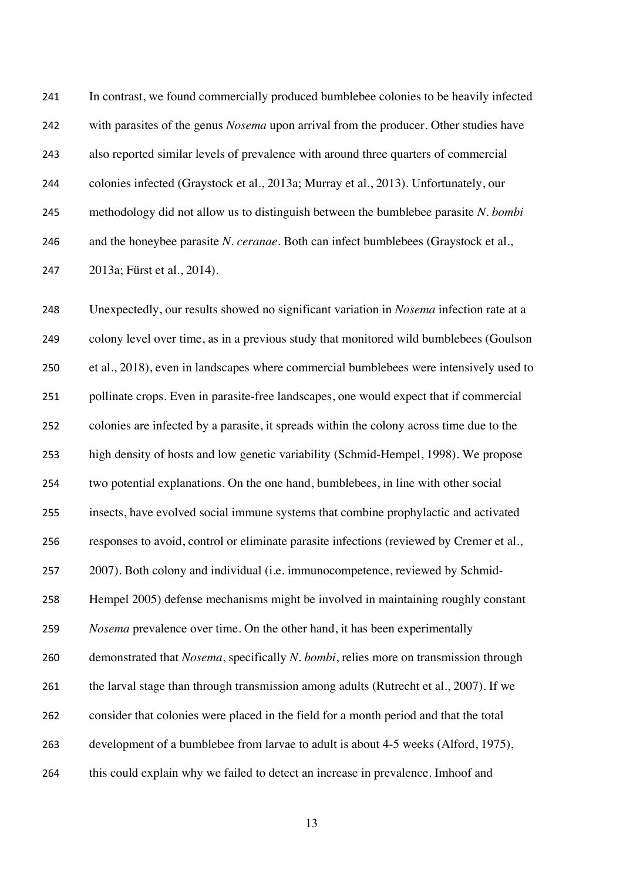In contrast, we found commercially produced bumblebee colonies to be heavily infected with parasites of the genus *Nosema* upon arrival from the producer. Other studies have also reported similar levels of prevalence with around three quarters of commercial colonies infected (Graystock et al., 2013a; Murray et al., 2013). Unfortunately, our methodology did not allow us to distinguish between the bumblebee parasite *N. bombi* and the honeybee parasite *N. ceranae*. Both can infect bumblebees (Graystock et al., 2013a; Fürst et al., 2014).

Unexpectedly, our results showed no significant variation in *Nosema* infection rate at a colony level over time, as in a previous study that monitored wild bumblebees (Goulson et al., 2018), even in landscapes where commercial bumblebees were intensively used to pollinate crops. Even in parasite-free landscapes, one would expect that if commercial colonies are infected by a parasite, it spreads within the colony across time due to the high density of hosts and low genetic variability (Schmid-Hempel, 1998). We propose two potential explanations. On the one hand, bumblebees, in line with other social insects, have evolved social immune systems that combine prophylactic and activated responses to avoid, control or eliminate parasite infections (reviewed by Cremer et al., 2007). Both colony and individual (i.e. immunocompetence, reviewed by Schmid-Hempel 2005) defense mechanisms might be involved in maintaining roughly constant *Nosema* prevalence over time. On the other hand, it has been experimentally demonstrated that *Nosema*, specifically *N. bombi*, relies more on transmission through the larval stage than through transmission among adults (Rutrecht et al., 2007). If we consider that colonies were placed in the field for a month period and that the total development of a bumblebee from larvae to adult is about 4-5 weeks (Alford, 1975), this could explain why we failed to detect an increase in prevalence. Imhoof and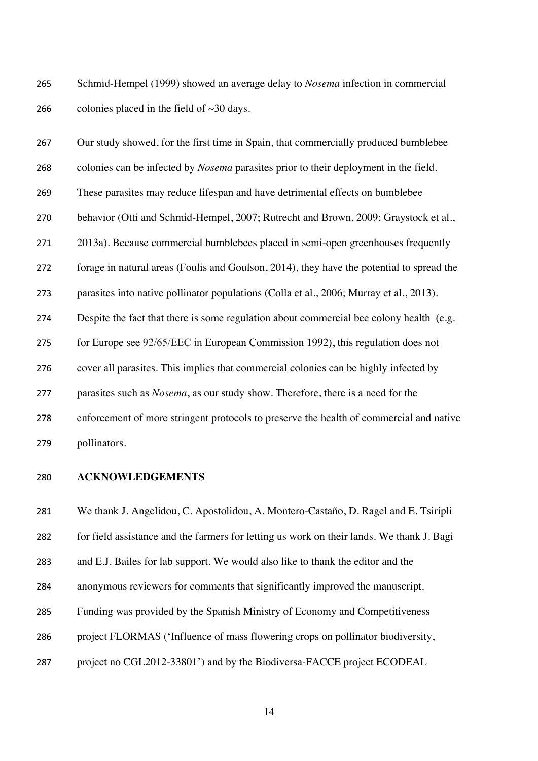Schmid-Hempel (1999) showed an average delay to *Nosema* infection in commercial colonies placed in the field of ~30 days.

Our study showed, for the first time in Spain, that commercially produced bumblebee colonies can be infected by *Nosema* parasites prior to their deployment in the field. These parasites may reduce lifespan and have detrimental effects on bumblebee behavior (Otti and Schmid-Hempel, 2007; Rutrecht and Brown, 2009; Graystock et al., 2013a). Because commercial bumblebees placed in semi-open greenhouses frequently forage in natural areas (Foulis and Goulson, 2014), they have the potential to spread the parasites into native pollinator populations (Colla et al., 2006; Murray et al., 2013). Despite the fact that there is some regulation about commercial bee colony health (e.g. for Europe see 92/65/EEC in European Commission 1992), this regulation does not cover all parasites. This implies that commercial colonies can be highly infected by parasites such as *Nosema*, as our study show. Therefore, there is a need for the enforcement of more stringent protocols to preserve the health of commercial and native pollinators.

## ACKNOWLEDGEMENTS

We thank J. Angelidou, C. Apostolidou, A. Montero-Castaño, D. Ragel and E. Tsiripli for field assistance and the farmers for letting us work on their lands. We thank J. Bagi and E.J. Bailes for lab support. We would also like to thank the editor and the anonymous reviewers for comments that significantly improved the manuscript. Funding was provided by the Spanish Ministry of Economy and Competitiveness project FLORMAS ('Influence of mass flowering crops on pollinator biodiversity, project no CGL2012-33801') and by the Biodiversa-FACCE project ECODEAL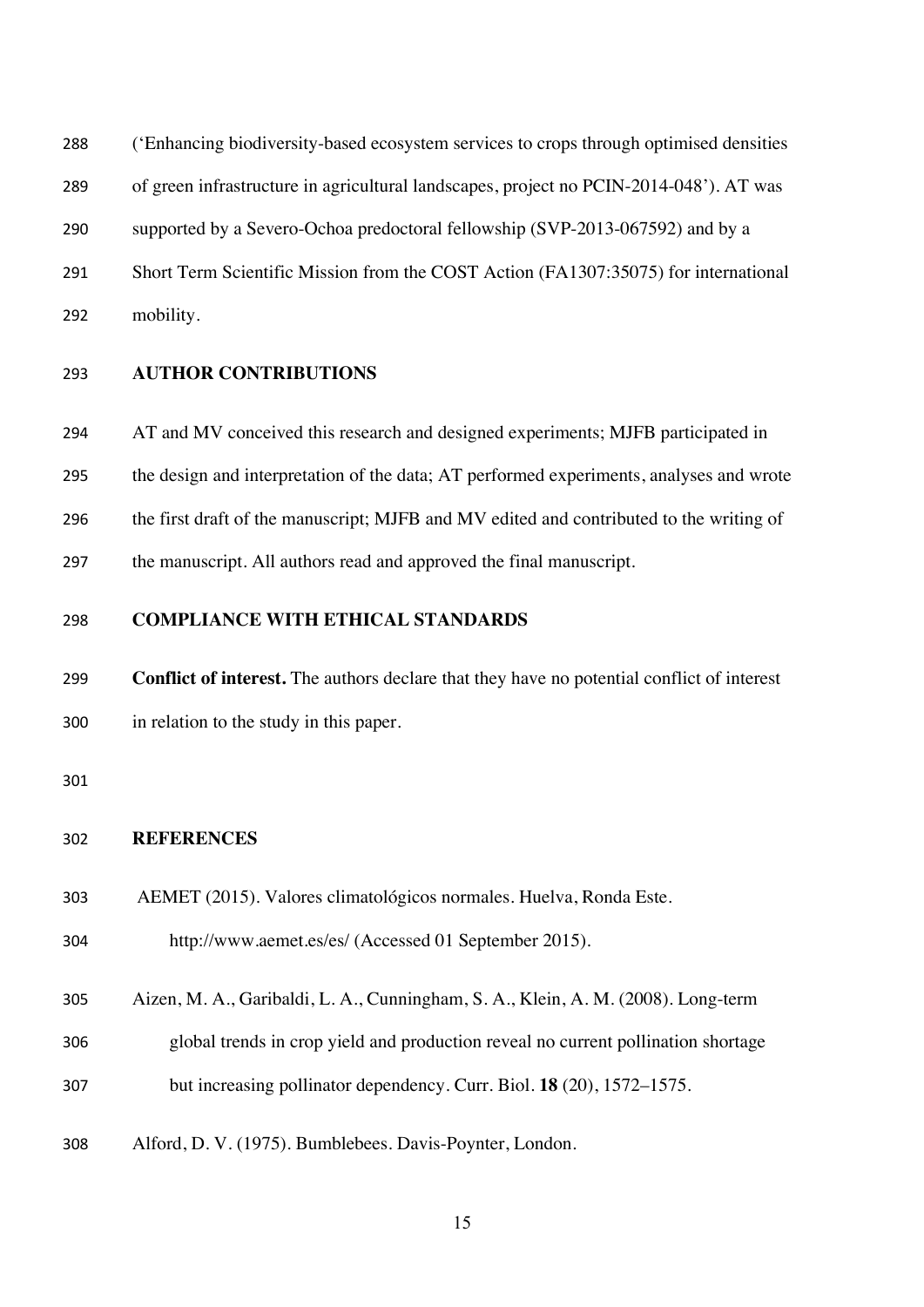('Enhancing biodiversity-based ecosystem services to crops through optimised densities of green infrastructure in agricultural landscapes, project no PCIN-2014-048'). AT was supported by a Severo-Ochoa predoctoral fellowship (SVP-2013-067592) and by a Short Term Scientific Mission from the COST Action (FA1307:35075) for international mobility.

## AUTHOR CONTRIBUTIONS

AT and MV conceived this research and designed experiments; MJFB participated in the design and interpretation of the data; AT performed experiments, analyses and wrote the first draft of the manuscript; MJFB and MV edited and contributed to the writing of the manuscript. All authors read and approved the final manuscript.

## COMPLIANCE WITH ETHICAL STANDARDS

**Conflict of interest.** The authors declare that they have no potential conflict of interest in relation to the study in this paper.

## REFERENCES

AEMET (2015). Valores climatológicos normales. Huelva, Ronda Este. http://www.aemet.es/es/ (Accessed 01 September 2015).

Aizen, M. A., Garibaldi, L. A., Cunningham, S. A., Klein, A. M. (2008). Long-term global trends in crop yield and production reveal no current pollination shortage but increasing pollinator dependency. Curr. Biol. **18** (20), 1572–1575.

Alford, D. V. (1975). Bumblebees. Davis-Poynter, London.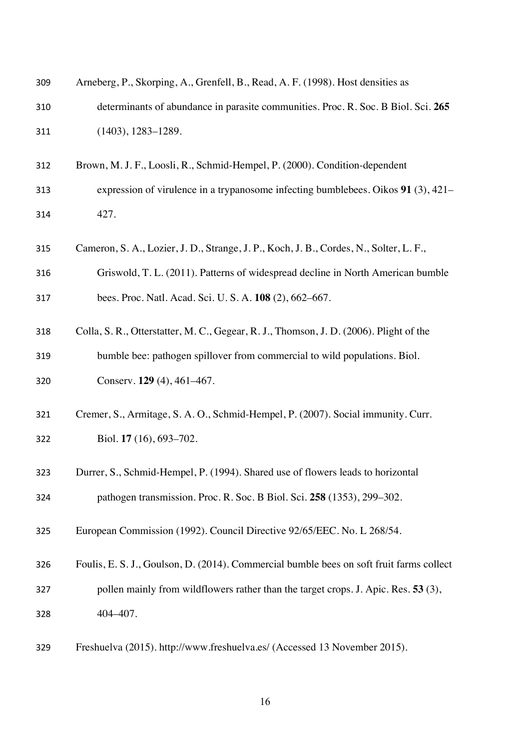Arneberg, P., Skorping, A., Grenfell, B., Read, A. F. (1998). Host densities as determinants of abundance in parasite communities. Proc. R. Soc. B Biol. Sci. **265** (1403), 1283–1289.

Brown, M. J. F., Loosli, R., Schmid-Hempel, P. (2000). Condition-dependent expression of virulence in a trypanosome infecting bumblebees. Oikos **91** (3), 421–427.

Cameron, S. A., Lozier, J. D., Strange, J. P., Koch, J. B., Cordes, N., Solter, L. F., Griswold, T. L. (2011). Patterns of widespread decline in North American bumble bees. Proc. Natl. Acad. Sci. U. S. A. **108** (2), 662–667.

Colla, S. R., Otterstatter, M. C., Gegear, R. J., Thomson, J. D. (2006). Plight of the bumble bee: pathogen spillover from commercial to wild populations. Biol. Conserv. **129** (4), 461–467.

Cremer, S., Armitage, S. A. O., Schmid-Hempel, P. (2007). Social immunity. Curr. Biol. **17** (16), 693–702.

Durrer, S., Schmid-Hempel, P. (1994). Shared use of flowers leads to horizontal pathogen transmission. Proc. R. Soc. B Biol. Sci. **258** (1353), 299–302.

European Commission (1992). Council Directive 92/65/EEC. No. L 268/54.

Foulis, E. S. J., Goulson, D. (2014). Commercial bumble bees on soft fruit farms collect pollen mainly from wildflowers rather than the target crops. J. Apic. Res. **53** (3), 404–407.

Freshuelva (2015). http://www.freshuelva.es/ (Accessed 13 November 2015).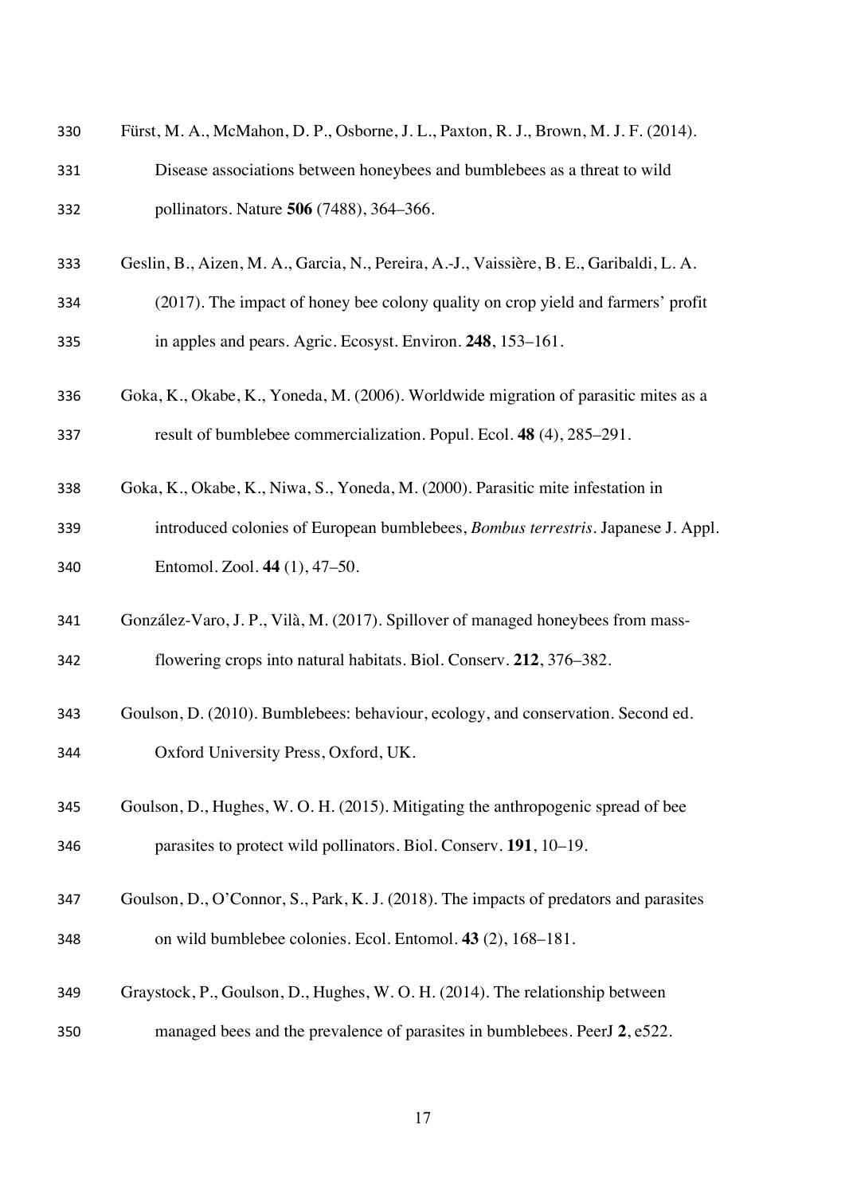Fürst, M. A., McMahon, D. P., Osborne, J. L., Paxton, R. J., Brown, M. J. F. (2014). Disease associations between honeybees and bumblebees as a threat to wild pollinators. Nature **506** (7488), 364–366.

Geslin, B., Aizen, M. A., Garcia, N., Pereira, A.-J., Vaissière, B. E., Garibaldi, L. A. (2017). The impact of honey bee colony quality on crop yield and farmers' profit in apples and pears. Agric. Ecosyst. Environ. **248**, 153–161.

Goka, K., Okabe, K., Yoneda, M. (2006). Worldwide migration of parasitic mites as a result of bumblebee commercialization. Popul. Ecol. **48** (4), 285–291.

Goka, K., Okabe, K., Niwa, S., Yoneda, M. (2000). Parasitic mite infestation in introduced colonies of European bumblebees, *Bombus terrestris*. Japanese J. Appl. Entomol. Zool. **44** (1), 47–50.

González-Varo, J. P., Vilà, M. (2017). Spillover of managed honeybees from mass-flowering crops into natural habitats. Biol. Conserv. **212**, 376–382.

Goulson, D. (2010). Bumblebees: behaviour, ecology, and conservation. Second ed. Oxford University Press, Oxford, UK.

Goulson, D., Hughes, W. O. H. (2015). Mitigating the anthropogenic spread of bee parasites to protect wild pollinators. Biol. Conserv. **191**, 10–19.

Goulson, D., O'Connor, S., Park, K. J. (2018). The impacts of predators and parasites on wild bumblebee colonies. Ecol. Entomol. **43** (2), 168–181.

Graystock, P., Goulson, D., Hughes, W. O. H. (2014). The relationship between managed bees and the prevalence of parasites in bumblebees. PeerJ **2**, e522.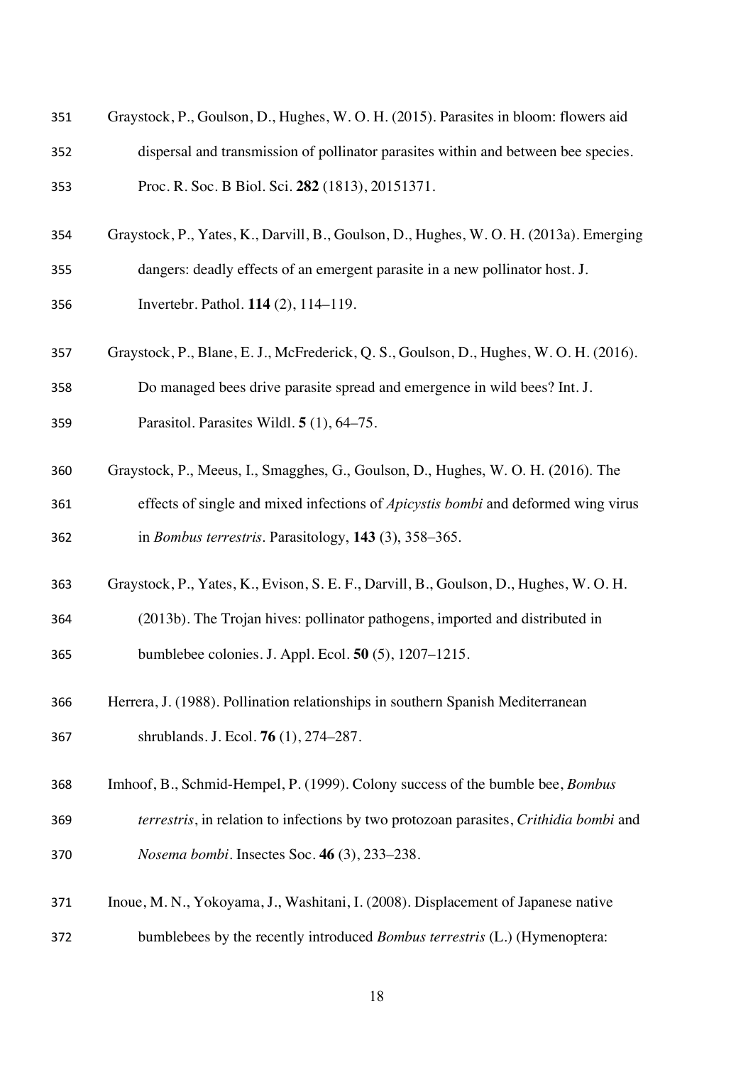Graystock, P., Goulson, D., Hughes, W. O. H. (2015). Parasites in bloom: flowers aid dispersal and transmission of pollinator parasites within and between bee species. Proc. R. Soc. B Biol. Sci. **282** (1813), 20151371.

Graystock, P., Yates, K., Darvill, B., Goulson, D., Hughes, W. O. H. (2013a). Emerging dangers: deadly effects of an emergent parasite in a new pollinator host. J. Invertebr. Pathol. **114** (2), 114–119.

Graystock, P., Blane, E. J., McFrederick, Q. S., Goulson, D., Hughes, W. O. H. (2016). Do managed bees drive parasite spread and emergence in wild bees? Int. J. Parasitol. Parasites Wildl. **5** (1), 64–75.

Graystock, P., Meeus, I., Smagghes, G., Goulson, D., Hughes, W. O. H. (2016). The effects of single and mixed infections of *Apicystis bombi* and deformed wing virus in *Bombus terrestris*. Parasitology, **143** (3), 358–365.

Graystock, P., Yates, K., Evison, S. E. F., Darvill, B., Goulson, D., Hughes, W. O. H. (2013b). The Trojan hives: pollinator pathogens, imported and distributed in bumblebee colonies. J. Appl. Ecol. **50** (5), 1207–1215.

Herrera, J. (1988). Pollination relationships in southern Spanish Mediterranean shrublands. J. Ecol. **76** (1), 274–287.

Imhoof, B., Schmid-Hempel, P. (1999). Colony success of the bumble bee, *Bombus terrestris*, in relation to infections by two protozoan parasites, *Crithidia bombi* and *Nosema bombi*. Insectes Soc. **46** (3), 233–238.

Inoue, M. N., Yokoyama, J., Washitani, I. (2008). Displacement of Japanese native bumblebees by the recently introduced *Bombus terrestris* (L.) (Hymenoptera: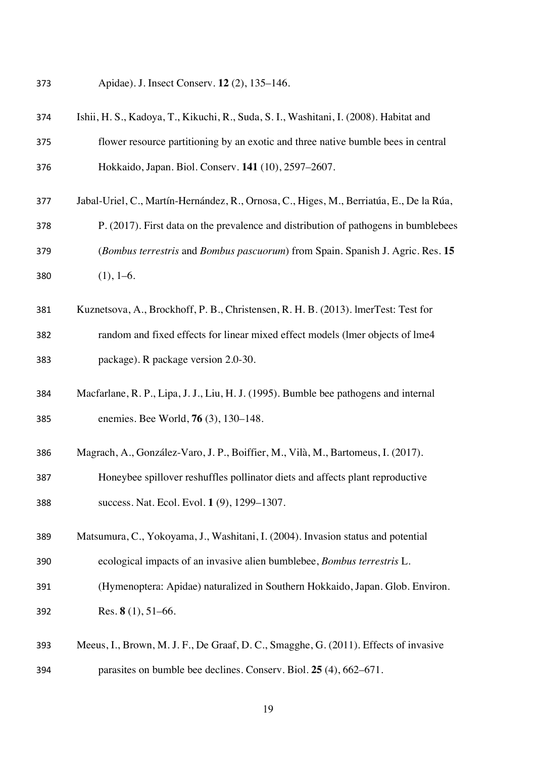Apidae). J. Insect Conserv. **12** (2), 135–146.

Ishii, H. S., Kadoya, T., Kikuchi, R., Suda, S. I., Washitani, I. (2008). Habitat and flower resource partitioning by an exotic and three native bumble bees in central Hokkaido, Japan. Biol. Conserv. **141** (10), 2597–2607.

Jabal-Uriel, C., Martín-Hernández, R., Ornosa, C., Higes, M., Berriatúa, E., De la Rúa, P. (2017). First data on the prevalence and distribution of pathogens in bumblebees (*Bombus terrestris* and *Bombus pascuorum*) from Spain. Spanish J. Agric. Res. **15** (1), 1–6.

Kuznetsova, A., Brockhoff, P. B., Christensen, R. H. B. (2013). lmerTest: Test for random and fixed effects for linear mixed effect models (lmer objects of lme4 package). R package version 2.0-30.

Macfarlane, R. P., Lipa, J. J., Liu, H. J. (1995). Bumble bee pathogens and internal enemies. Bee World, **76** (3), 130–148.

Magrach, A., González-Varo, J. P., Boiffier, M., Vilà, M., Bartomeus, I. (2017). Honeybee spillover reshuffles pollinator diets and affects plant reproductive success. Nat. Ecol. Evol. **1** (9), 1299–1307.

Matsumura, C., Yokoyama, J., Washitani, I. (2004). Invasion status and potential ecological impacts of an invasive alien bumblebee, *Bombus terrestris* L. (Hymenoptera: Apidae) naturalized in Southern Hokkaido, Japan. Glob. Environ. Res. **8** (1), 51–66.

Meeus, I., Brown, M. J. F., De Graaf, D. C., Smagghe, G. (2011). Effects of invasive parasites on bumble bee declines. Conserv. Biol. **25** (4), 662–671.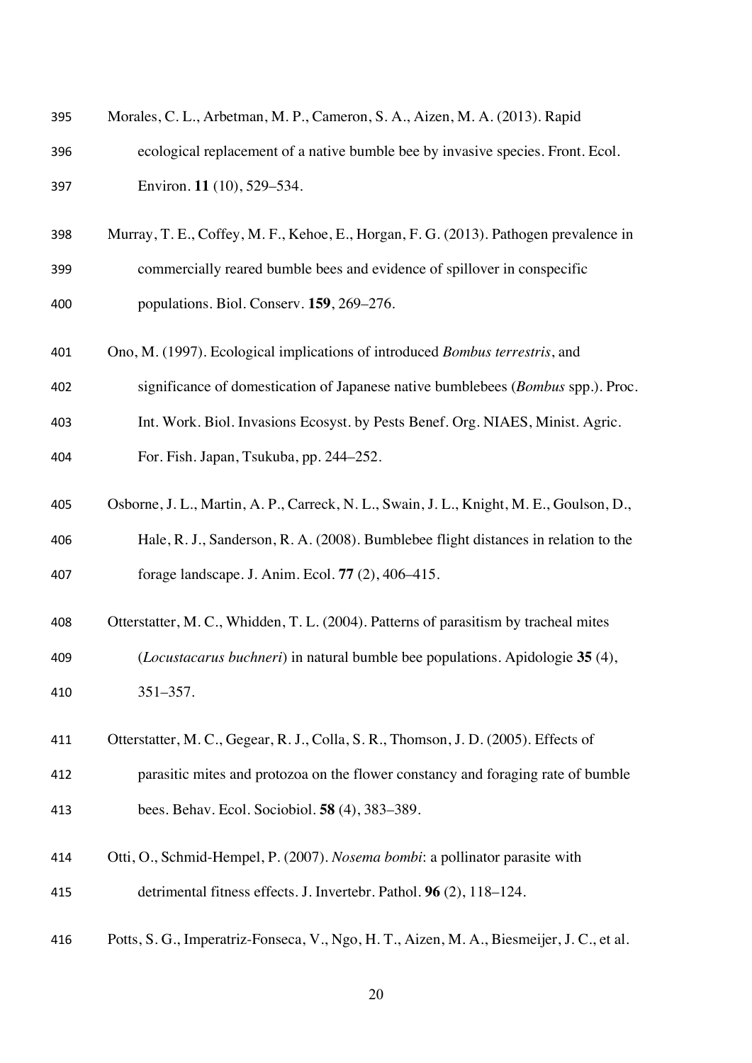Morales, C. L., Arbetman, M. P., Cameron, S. A., Aizen, M. A. (2013). Rapid ecological replacement of a native bumble bee by invasive species. Front. Ecol. Environ. **11** (10), 529–534.

Murray, T. E., Coffey, M. F., Kehoe, E., Horgan, F. G. (2013). Pathogen prevalence in commercially reared bumble bees and evidence of spillover in conspecific populations. Biol. Conserv. **159**, 269–276.

Ono, M. (1997). Ecological implications of introduced *Bombus terrestris*, and significance of domestication of Japanese native bumblebees (*Bombus* spp.). Proc. Int. Work. Biol. Invasions Ecosyst. by Pests Benef. Org. NIAES, Minist. Agric. For. Fish. Japan, Tsukuba, pp. 244–252.

Osborne, J. L., Martin, A. P., Carreck, N. L., Swain, J. L., Knight, M. E., Goulson, D., Hale, R. J., Sanderson, R. A. (2008). Bumblebee flight distances in relation to the forage landscape. J. Anim. Ecol. **77** (2), 406–415.

Otterstatter, M. C., Whidden, T. L. (2004). Patterns of parasitism by tracheal mites (*Locustacarus buchneri*) in natural bumble bee populations. Apidologie **35** (4), 351–357.

Otterstatter, M. C., Gegear, R. J., Colla, S. R., Thomson, J. D. (2005). Effects of parasitic mites and protozoa on the flower constancy and foraging rate of bumble bees. Behav. Ecol. Sociobiol. **58** (4), 383–389.

Otti, O., Schmid-Hempel, P. (2007). *Nosema bombi*: a pollinator parasite with detrimental fitness effects. J. Invertebr. Pathol. **96** (2), 118–124.

Potts, S. G., Imperatriz-Fonseca, V., Ngo, H. T., Aizen, M. A., Biesmeijer, J. C., et al.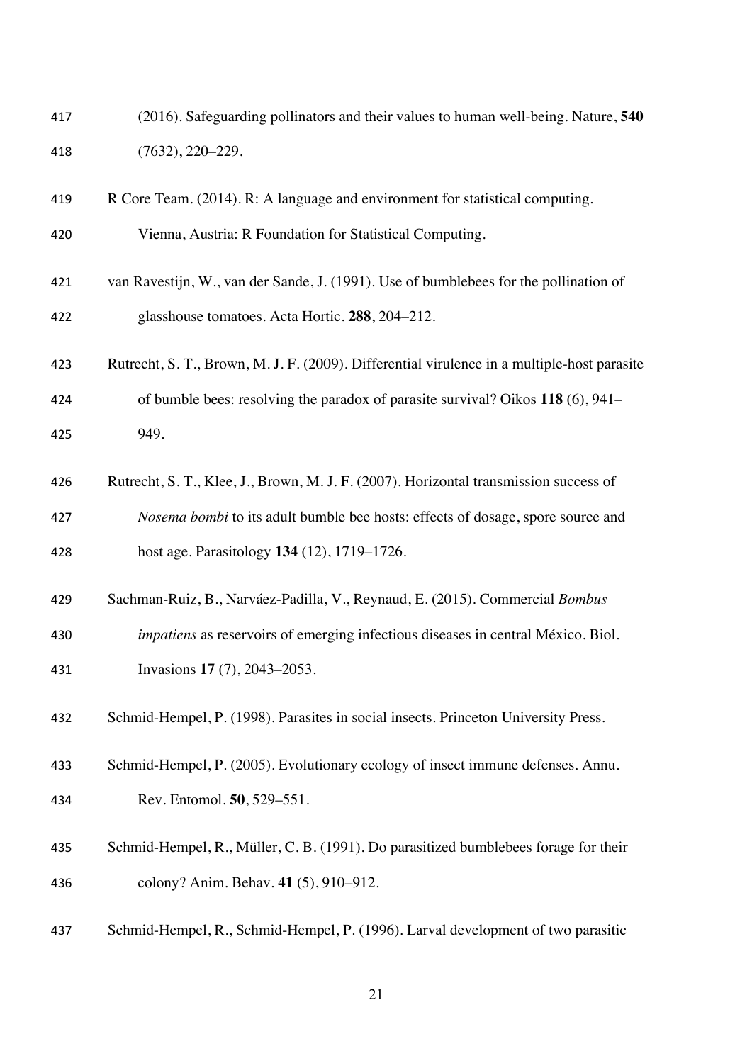(2016). Safeguarding pollinators and their values to human well-being. Nature, **540** (7632), 220–229.

R Core Team. (2014). R: A language and environment for statistical computing. Vienna, Austria: R Foundation for Statistical Computing.

van Ravestijn, W., van der Sande, J. (1991). Use of bumblebees for the pollination of glasshouse tomatoes. Acta Hortic. **288**, 204–212.

Rutrecht, S. T., Brown, M. J. F. (2009). Differential virulence in a multiple-host parasite of bumble bees: resolving the paradox of parasite survival? Oikos **118** (6), 941–949.

Rutrecht, S. T., Klee, J., Brown, M. J. F. (2007). Horizontal transmission success of *Nosema bombi* to its adult bumble bee hosts: effects of dosage, spore source and host age. Parasitology **134** (12), 1719–1726.

Sachman-Ruiz, B., Narváez-Padilla, V., Reynaud, E. (2015). Commercial *Bombus impatiens* as reservoirs of emerging infectious diseases in central México. Biol. Invasions **17** (7), 2043–2053.

Schmid-Hempel, P. (1998). Parasites in social insects. Princeton University Press.

Schmid-Hempel, P. (2005). Evolutionary ecology of insect immune defenses. Annu. Rev. Entomol. **50**, 529–551.

Schmid-Hempel, R., Müller, C. B. (1991). Do parasitized bumblebees forage for their colony? Anim. Behav. **41** (5), 910–912.

Schmid-Hempel, R., Schmid-Hempel, P. (1996). Larval development of two parasitic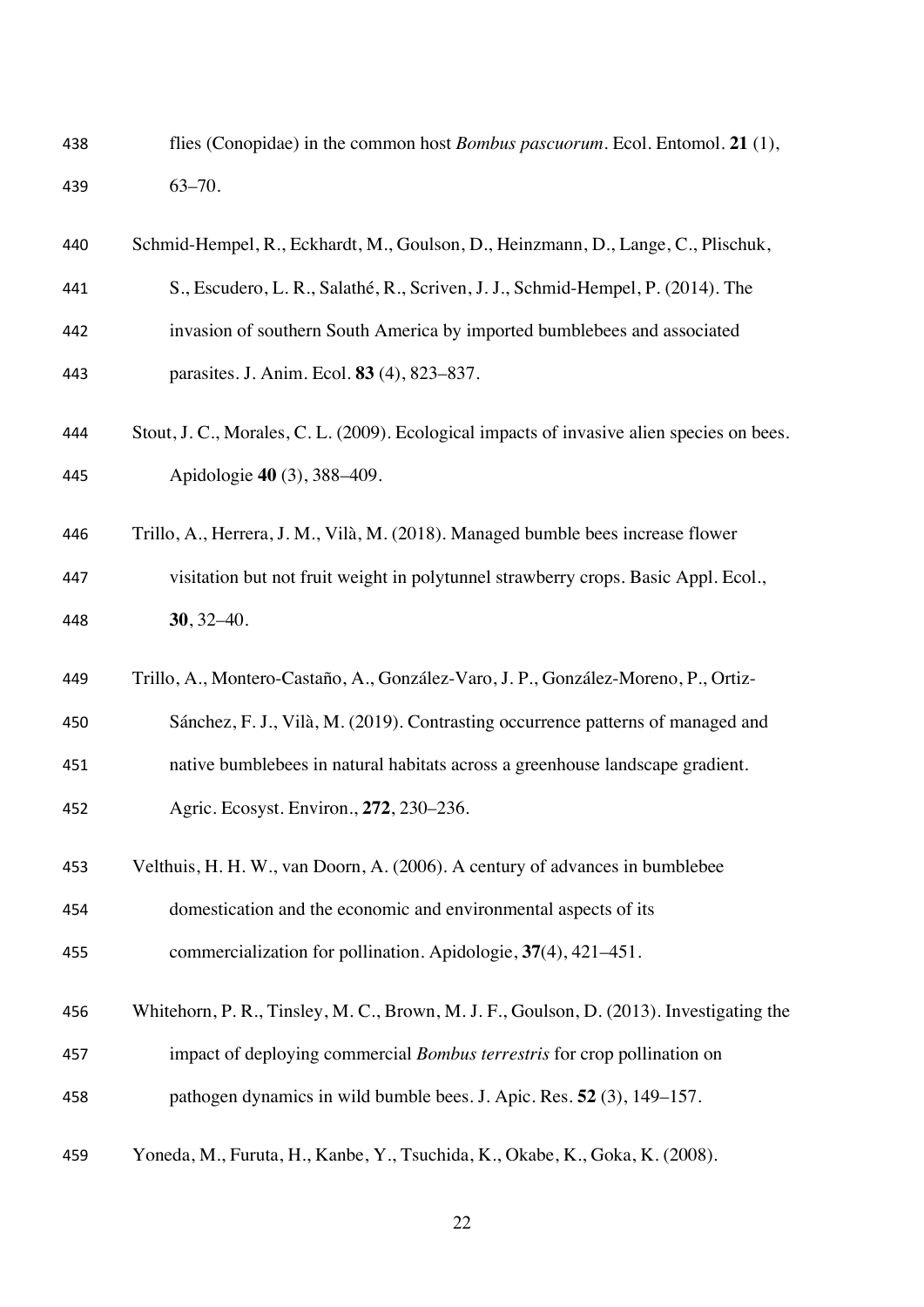flies (Conopidae) in the common host *Bombus pascuorum*. Ecol. Entomol. **21** (1), 63–70.

Schmid-Hempel, R., Eckhardt, M., Goulson, D., Heinzmann, D., Lange, C., Plischuk, S., Escudero, L. R., Salathé, R., Scriven, J. J., Schmid-Hempel, P. (2014). The invasion of southern South America by imported bumblebees and associated parasites. J. Anim. Ecol. **83** (4), 823–837.

Stout, J. C., Morales, C. L. (2009). Ecological impacts of invasive alien species on bees. Apidologie **40** (3), 388–409.

Trillo, A., Herrera, J. M., Vilà, M. (2018). Managed bumble bees increase flower visitation but not fruit weight in polytunnel strawberry crops. Basic Appl. Ecol., **30**, 32–40.

Trillo, A., Montero-Castaño, A., González-Varo, J. P., González-Moreno, P., Ortiz-Sánchez, F. J., Vilà, M. (2019). Contrasting occurrence patterns of managed and native bumblebees in natural habitats across a greenhouse landscape gradient. Agric. Ecosyst. Environ., **272**, 230–236.

Velthuis, H. H. W., van Doorn, A. (2006). A century of advances in bumblebee domestication and the economic and environmental aspects of its commercialization for pollination. Apidologie, **37**(4), 421–451.

Whitehorn, P. R., Tinsley, M. C., Brown, M. J. F., Goulson, D. (2013). Investigating the impact of deploying commercial *Bombus terrestris* for crop pollination on pathogen dynamics in wild bumble bees. J. Apic. Res. **52** (3), 149–157.

Yoneda, M., Furuta, H., Kanbe, Y., Tsuchida, K., Okabe, K., Goka, K. (2008).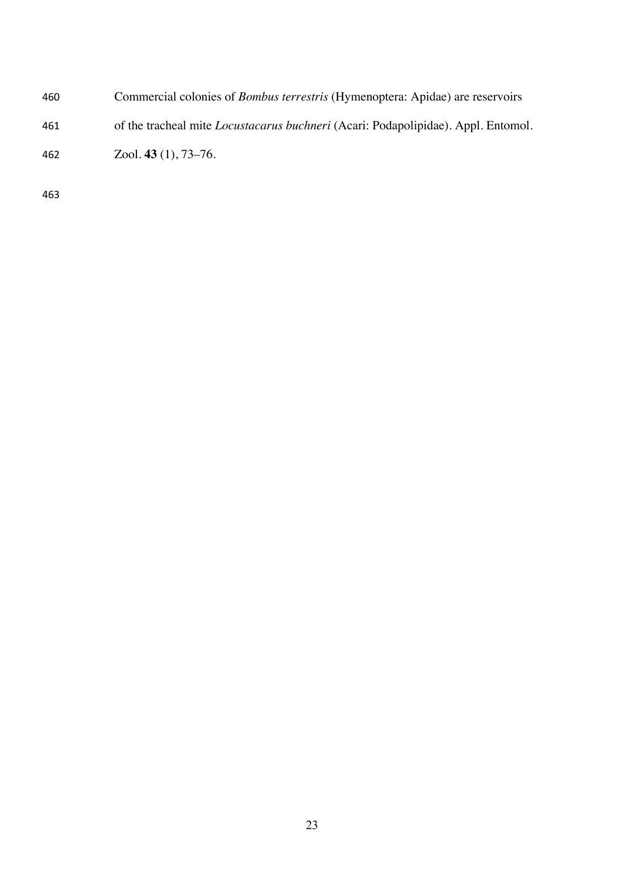Commercial colonies of *Bombus terrestris* (Hymenoptera: Apidae) are reservoirs of the tracheal mite *Locustacarus buchneri* (Acari: Podapolipidae). Appl. Entomol. Zool. **43** (1), 73–76.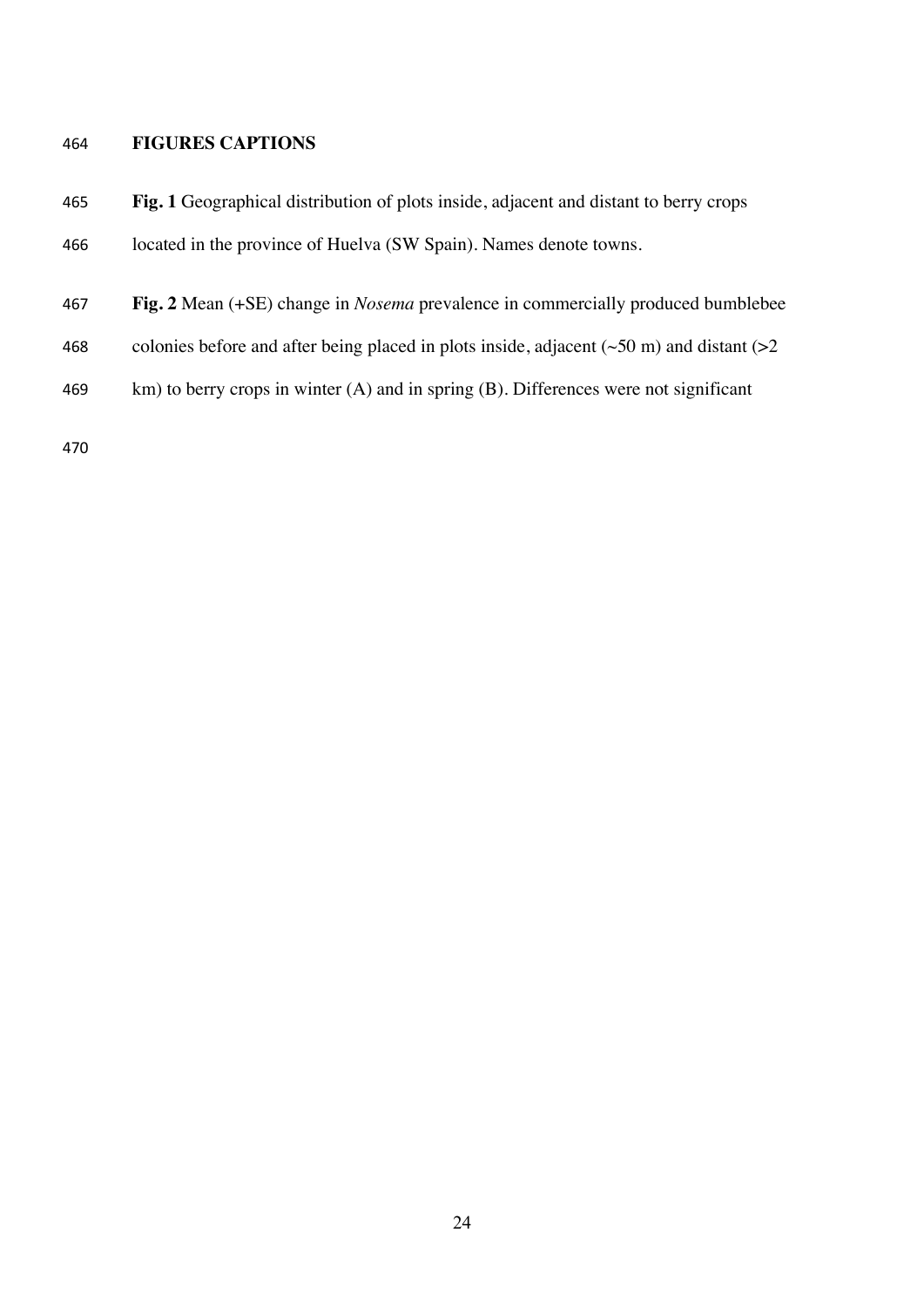## FIGURES CAPTIONS

**Fig. 1** Geographical distribution of plots inside, adjacent and distant to berry crops located in the province of Huelva (SW Spain). Names denote towns.

**Fig. 2** Mean (+SE) change in *Nosema* prevalence in commercially produced bumblebee colonies before and after being placed in plots inside, adjacent (~50 m) and distant (>2 km) to berry crops in winter (A) and in spring (B). Differences were not significant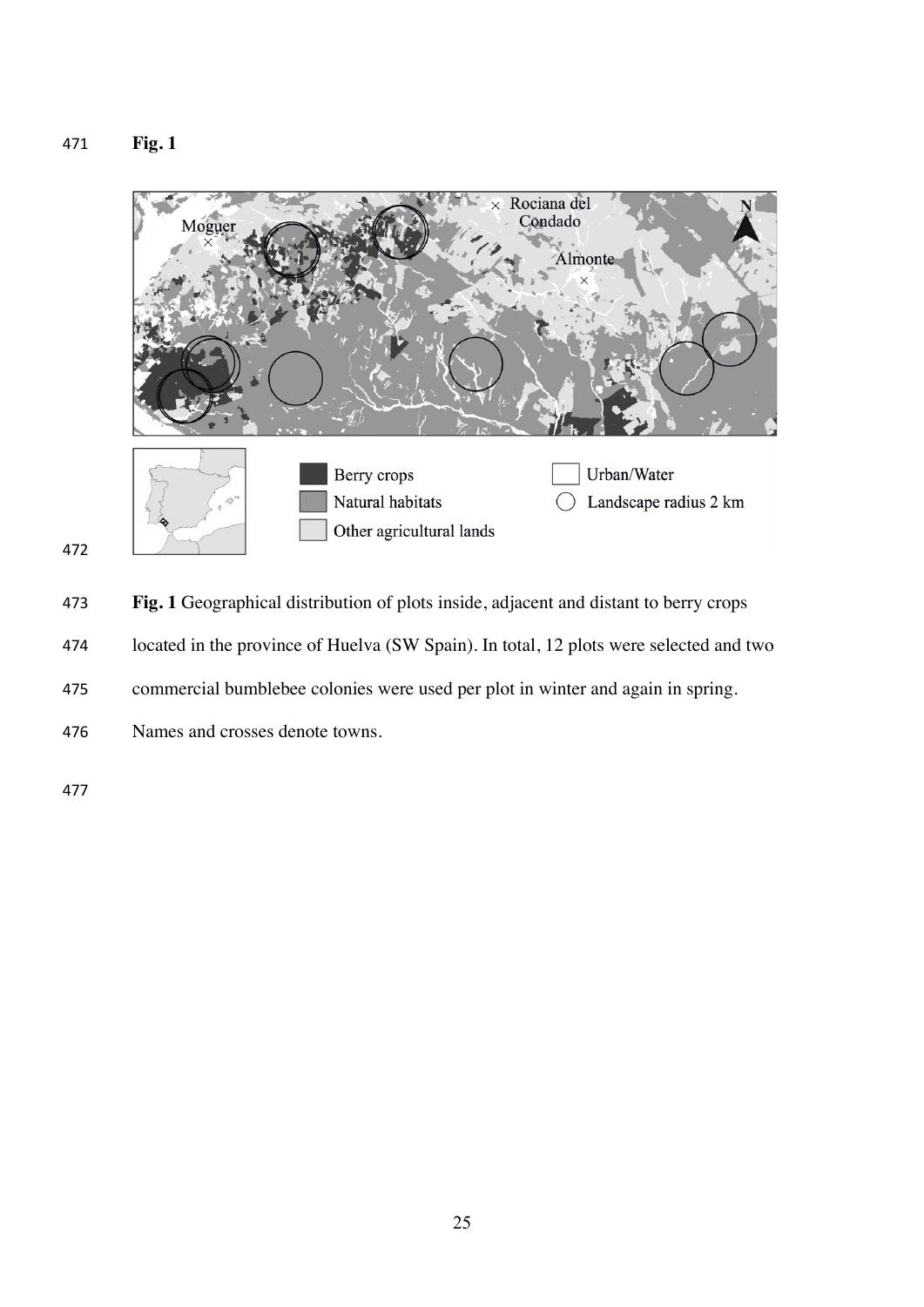**Fig. 1**

**Fig. 1** Geographical distribution of plots inside, adjacent and distant to berry crops located in the province of Huelva (SW Spain). In total, 12 plots were selected and two commercial bumblebee colonies were used per plot in winter and again in spring. Names and crosses denote towns.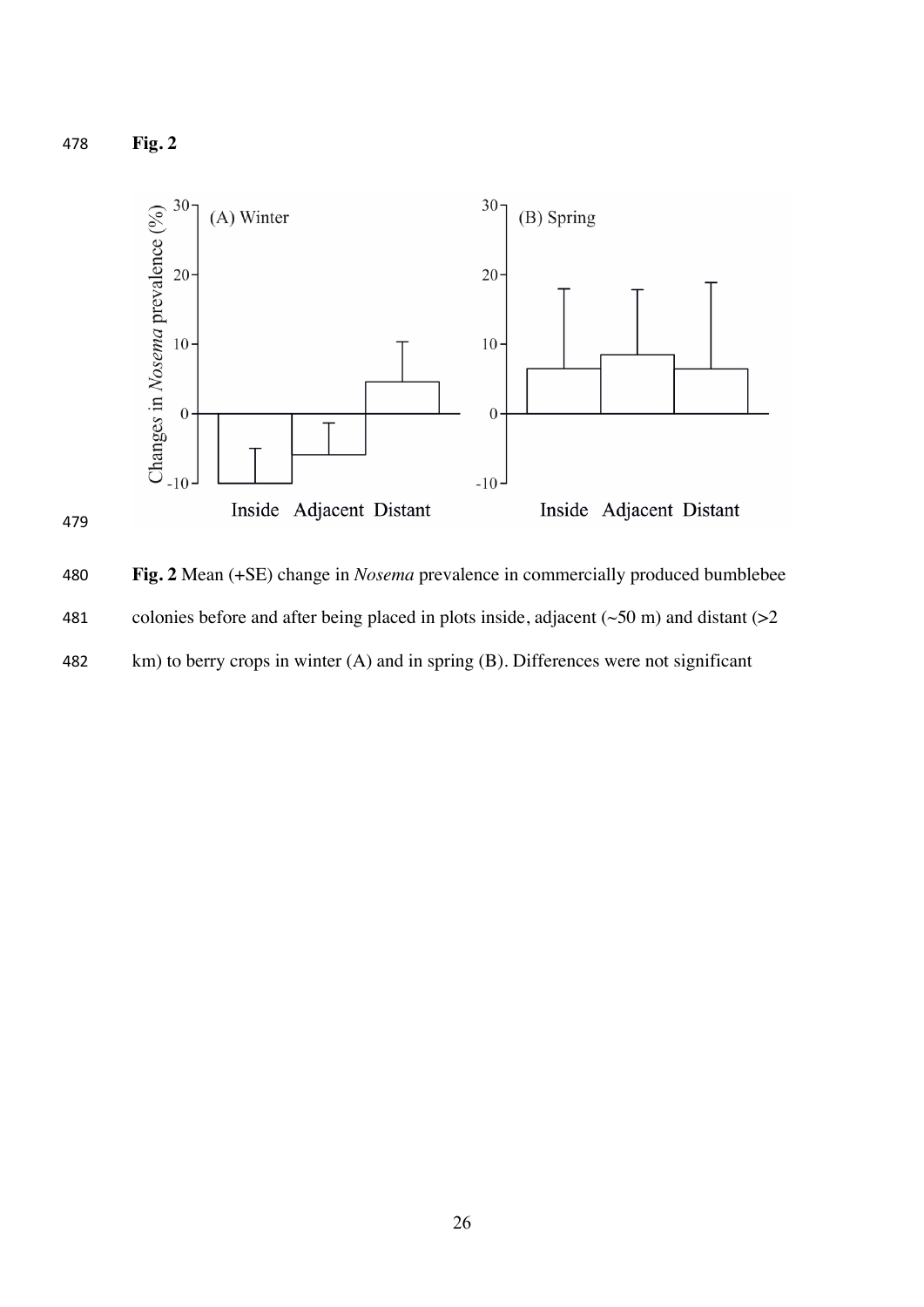**Fig. 2**

Changes in *Nosema* prevalence (%)

(A) Winter

30
20
10
0
-10

Inside Adjacent Distant

(B) Spring

30
20
10
0
-10

Inside Adjacent Distant

**Fig. 2** Mean (+SE) change in *Nosema* prevalence in commercially produced bumblebee colonies before and after being placed in plots inside, adjacent (~50 m) and distant (>2 km) to berry crops in winter (A) and in spring (B). Differences were not significant